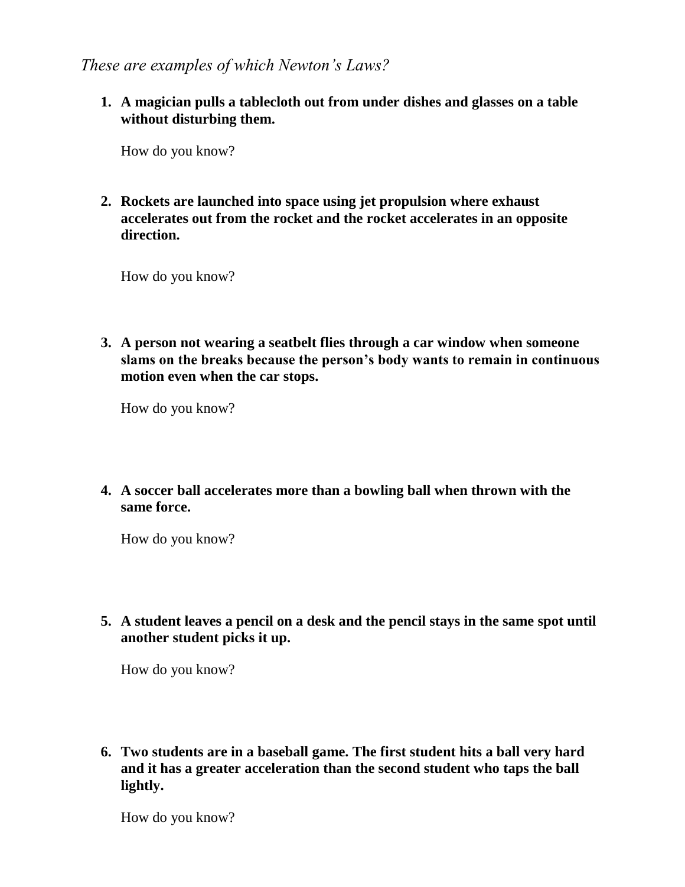*These are examples of which Newton's Laws?*

1. **A magician pulls a tablecloth out from under dishes and glasses on a table without disturbing them.**

   How do you know?

2. **Rockets are launched into space using jet propulsion where exhaust accelerates out from the rocket and the rocket accelerates in an opposite direction.**

   How do you know?

3. **A person not wearing a seatbelt flies through a car window when someone slams on the breaks because the person's body wants to remain in continuous motion even when the car stops.**

   How do you know?

4. **A soccer ball accelerates more than a bowling ball when thrown with the same force.**

   How do you know?

5. **A student leaves a pencil on a desk and the pencil stays in the same spot until another student picks it up.**

   How do you know?

6. **Two students are in a baseball game. The first student hits a ball very hard and it has a greater acceleration than the second student who taps the ball lightly.**

   How do you know?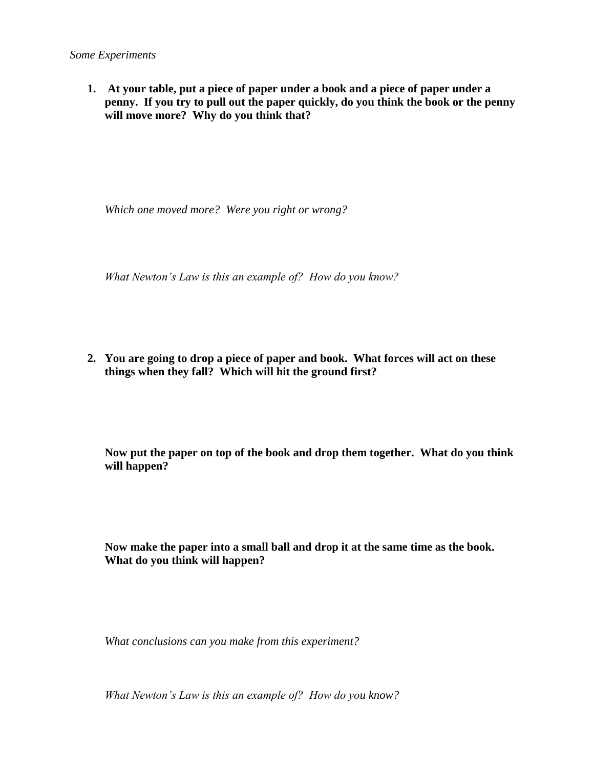*Some Experiments*

1. **At your table, put a piece of paper under a book and a piece of paper under a penny. If you try to pull out the paper quickly, do you think the book or the penny will move more? Why do you think that?**

   *Which one moved more? Were you right or wrong?*

   *What Newton's Law is this an example of? How do you know?*

2. **You are going to drop a piece of paper and book. What forces will act on these things when they fall? Which will hit the ground first?**

   **Now put the paper on top of the book and drop them together. What do you think will happen?**

   **Now make the paper into a small ball and drop it at the same time as the book. What do you think will happen?**

   *What conclusions can you make from this experiment?*

   *What Newton's Law is this an example of? How do you know?*